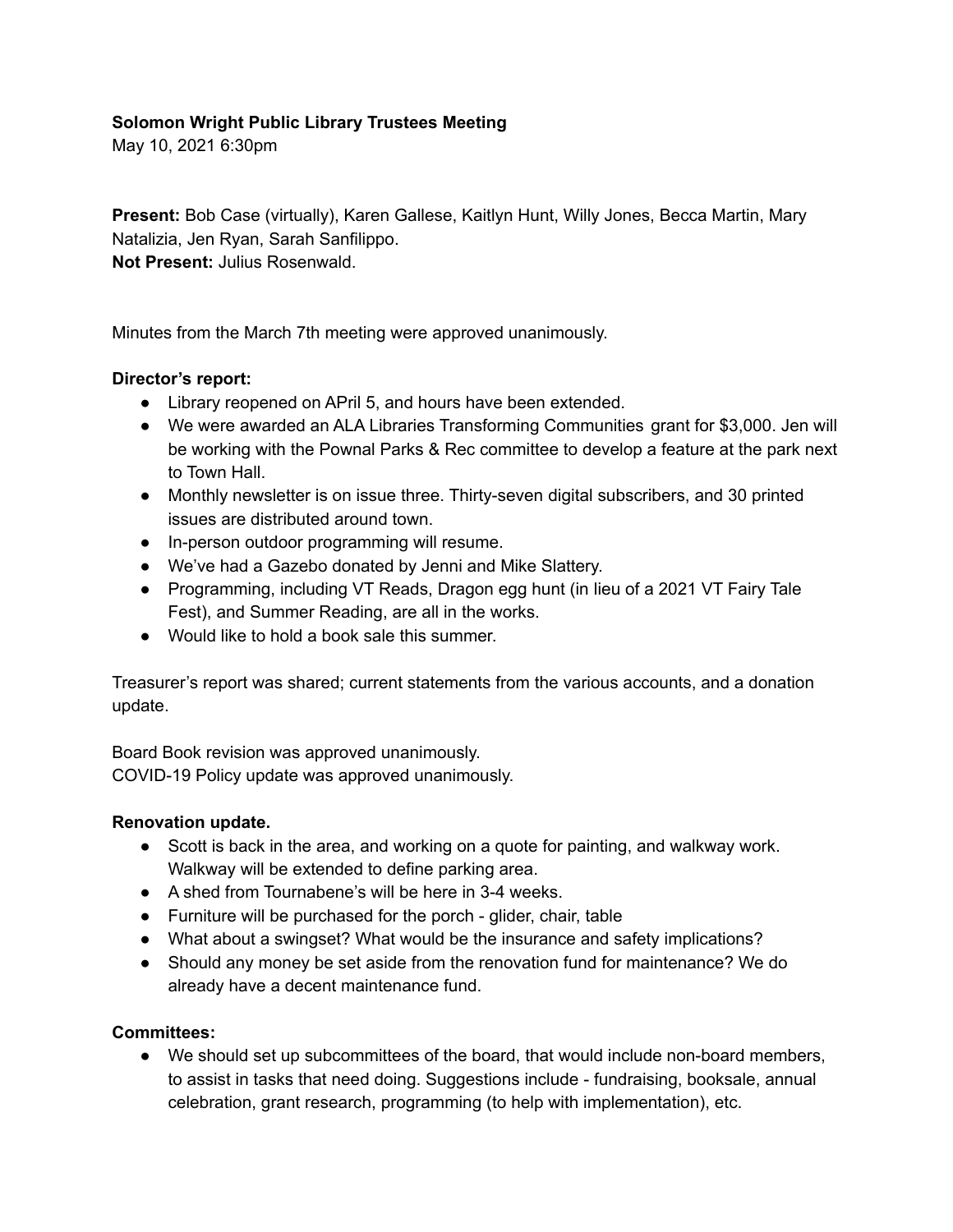**Solomon Wright Public Library Trustees Meeting**
May 10, 2021 6:30pm

**Present:** Bob Case (virtually), Karen Gallese, Kaitlyn Hunt, Willy Jones, Becca Martin, Mary Natalizia, Jen Ryan, Sarah Sanfilippo.
**Not Present:** Julius Rosenwald.

Minutes from the March 7th meeting were approved unanimously.

**Director's report:**

- Library reopened on APril 5, and hours have been extended.
- We were awarded an ALA Libraries Transforming Communities grant for $3,000. Jen will be working with the Pownal Parks & Rec committee to develop a feature at the park next to Town Hall.
- Monthly newsletter is on issue three. Thirty-seven digital subscribers, and 30 printed issues are distributed around town.
- In-person outdoor programming will resume.
- We've had a Gazebo donated by Jenni and Mike Slattery.
- Programming, including VT Reads, Dragon egg hunt (in lieu of a 2021 VT Fairy Tale Fest), and Summer Reading, are all in the works.
- Would like to hold a book sale this summer.

Treasurer's report was shared; current statements from the various accounts, and a donation update.

Board Book revision was approved unanimously.
COVID-19 Policy update was approved unanimously.

**Renovation update.**

- Scott is back in the area, and working on a quote for painting, and walkway work. Walkway will be extended to define parking area.
- A shed from Tournabene's will be here in 3-4 weeks.
- Furniture will be purchased for the porch - glider, chair, table
- What about a swingset? What would be the insurance and safety implications?
- Should any money be set aside from the renovation fund for maintenance? We do already have a decent maintenance fund.

**Committees:**

- We should set up subcommittees of the board, that would include non-board members, to assist in tasks that need doing. Suggestions include - fundraising, booksale, annual celebration, grant research, programming (to help with implementation), etc.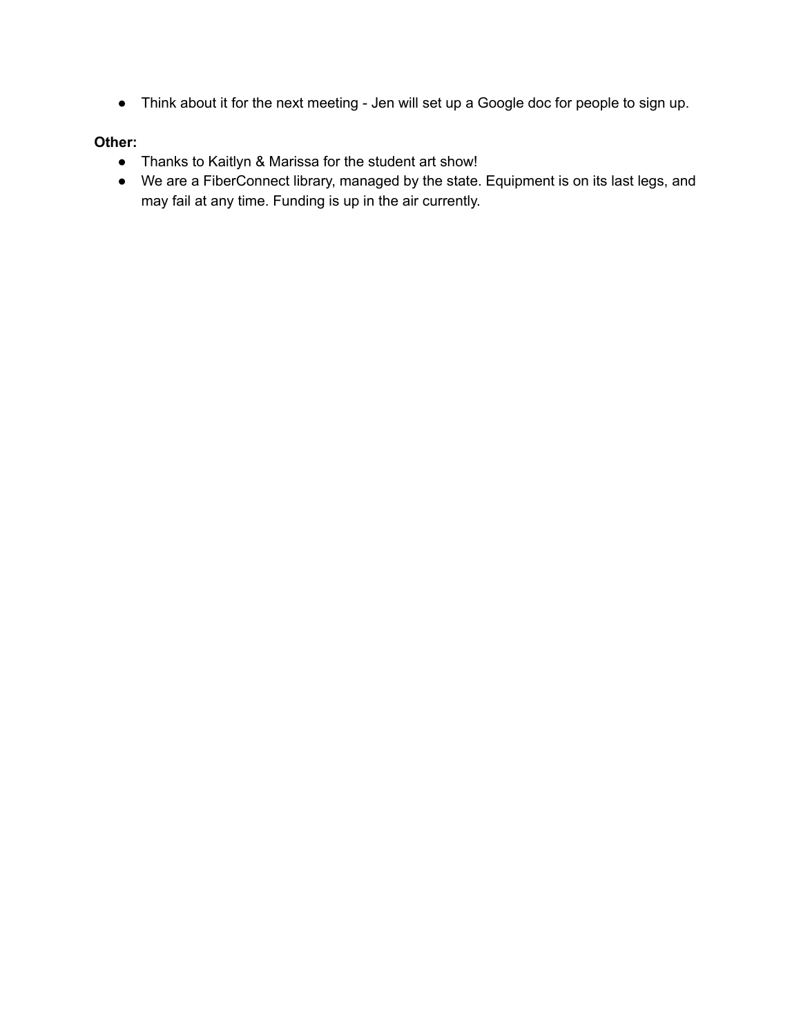- Think about it for the next meeting - Jen will set up a Google doc for people to sign up.

**Other:**

- Thanks to Kaitlyn & Marissa for the student art show!
- We are a FiberConnect library, managed by the state. Equipment is on its last legs, and may fail at any time. Funding is up in the air currently.